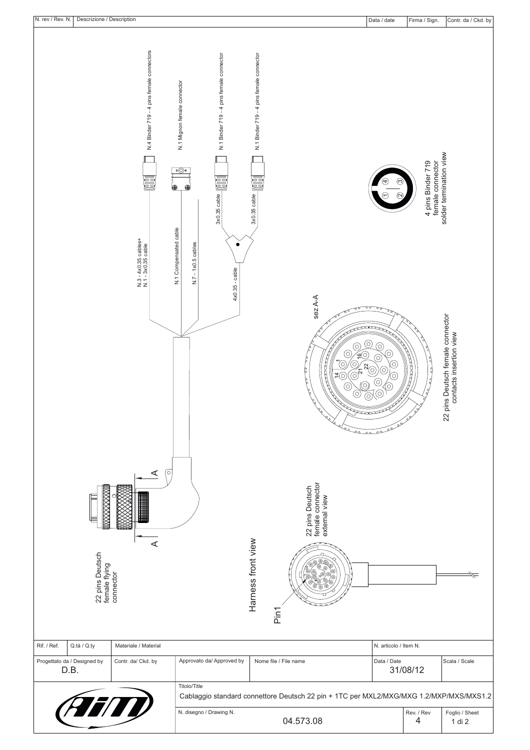| N. rev / Rev. N. | Descrizione / Description | Data / date | Firma / Sign. | Contr. da / Ckd. by |
|---|---|---|---|---|
| | | | | |

N.4 Binder 719 - 4 pins female connectors

N.1 Mignon female connector

N.1 Binder 719 - 4 pins female connector

N.1 Binder 719 - 4 pins female connector

3x0.35 cable

3x0.35 cable

N.3 - 4x0.35 cables+
N.1 - 3x0.35 cable

N.1 Compensated cable

N.7 - 1x0.5 cables

4x0.35 - cable

4 pins Binder 719
female connector
solder termination view

sez A-A

22 pins Deutsch female connector
contacts insertion view

A

A

22 pins Deutsch
female flying
connector

Harness front view

22 pins Deutsch
female connector
external view

Pin1

| Rif. / Ref. | Q.tà / Q.ty | Materiale / Material | | | N. articolo / Item N. | | |
|---|---|---|---|---|---|---|---|
| Progettato da / Designed by D.B. | | Contr. da/ Ckd. by | Approvato da/ Approved by | Nome file / File name | Data / Date 31/08/12 | | Scala / Scale |
| | | | Titolo/Title: Cablaggio standard connettore Deutsch 22 pin + 1TC per MXL2/MXG/MXG 1.2/MXP/MXS/MXS1.2 | | | | |
| AiM | | | N. disegno / Drawing N. | 04.573.08 | | Rev. / Rev 4 | Foglio / Sheet 1 di 2 |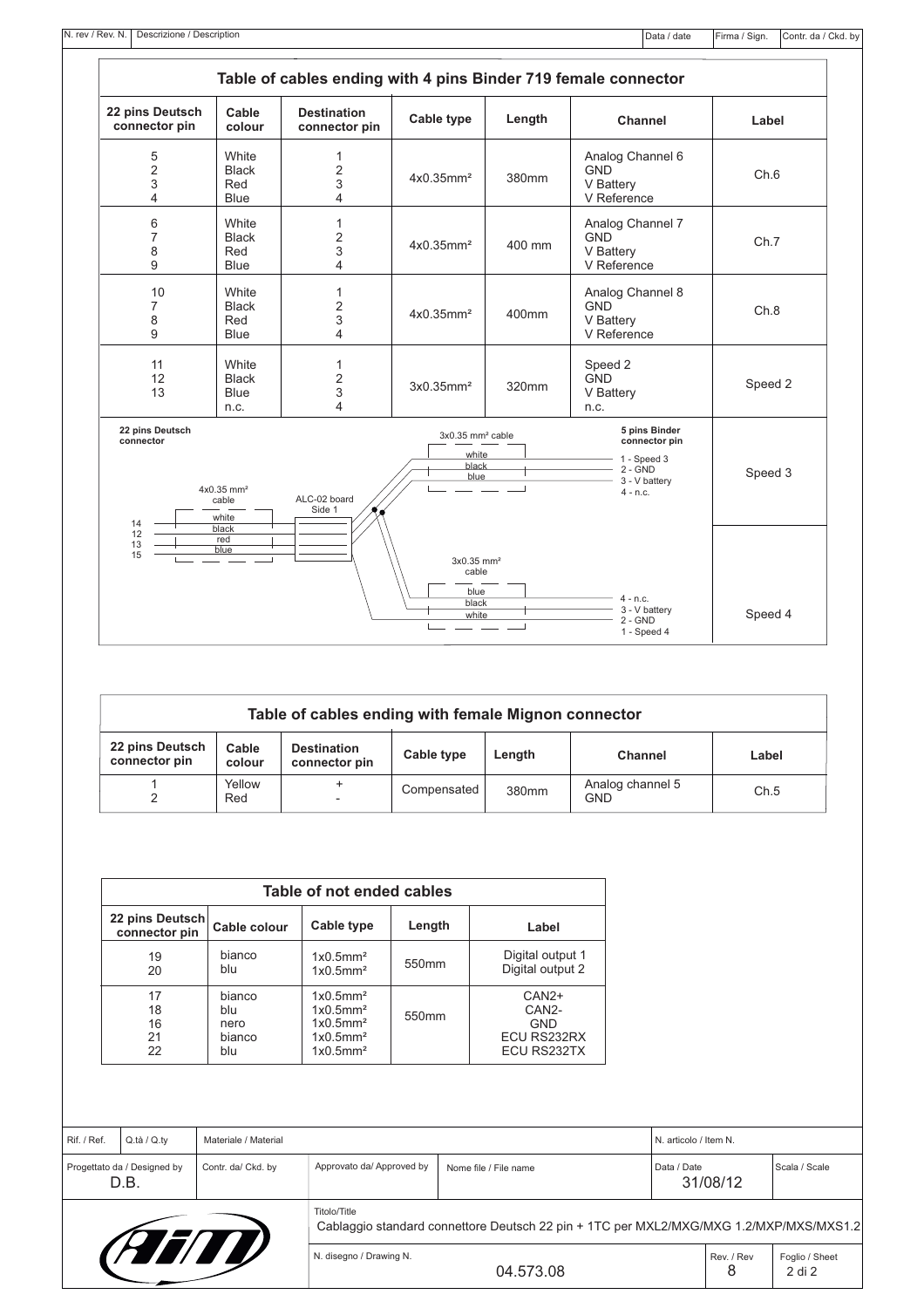## Table of cables ending with 4 pins Binder 719 female connector

| 22 pins Deutsch connector pin | Cable colour | Destination connector pin | Cable type | Length | Channel | Label |
|---|---|---|---|---|---|---|
| 5<br>2<br>3<br>4 | White<br>Black<br>Red<br>Blue | 1<br>2<br>3<br>4 | 4x0.35mm² | 380mm | Analog Channel 6<br>GND<br>V Battery<br>V Reference | Ch.6 |
| 6<br>7<br>8<br>9 | White<br>Black<br>Red<br>Blue | 1<br>2<br>3<br>4 | 4x0.35mm² | 400 mm | Analog Channel 7<br>GND<br>V Battery<br>V Reference | Ch.7 |
| 10<br>7<br>8<br>9 | White<br>Black<br>Red<br>Blue | 1<br>2<br>3<br>4 | 4x0.35mm² | 400mm | Analog Channel 8<br>GND<br>V Battery<br>V Reference | Ch.8 |
| 11<br>12<br>13 | White<br>Black<br>Blue<br>n.c. | 1<br>2<br>3<br>4 | 3x0.35mm² | 320mm | Speed 2<br>GND<br>V Battery<br>n.c. | Speed 2 |

22 pins Deutsch connector

14
12
13
15

4x0.35 mm² cable

white
black
red
blue

ALC-02 board Side 1

3x0.35 mm² cable

white
black
blue

5 pins Binder connector pin

1 - Speed 3
2 - GND
3 - V battery
4 - n.c.

Speed 3

3x0.35 mm² cable

blue
black
white

4 - n.c.
3 - V battery
2 - GND
1 - Speed 4

Speed 4

## Table of cables ending with female Mignon connector

| 22 pins Deutsch connector pin | Cable colour | Destination connector pin | Cable type | Length | Channel | Label |
|---|---|---|---|---|---|---|
| 1<br>2 | Yellow<br>Red | +<br>- | Compensated | 380mm | Analog channel 5<br>GND | Ch.5 |

## Table of not ended cables

| 22 pins Deutsch connector pin | Cable colour | Cable type | Length | Label |
|---|---|---|---|---|
| 19<br>20 | bianco<br>blu | 1x0.5mm²<br>1x0.5mm² | 550mm | Digital output 1<br>Digital output 2 |
| 17<br>18<br>16<br>21<br>22 | bianco<br>blu<br>nero<br>bianco<br>blu | 1x0.5mm²<br>1x0.5mm²<br>1x0.5mm²<br>1x0.5mm²<br>1x0.5mm² | 550mm | CAN2+<br>CAN2-<br>GND<br>ECU RS232RX<br>ECU RS232TX |

| Rif. / Ref. | Q.tà / Q.ty | Materiale / Material | | | N. articolo / Item N. | | |
|---|---|---|---|---|---|---|---|
| Progettato da / Designed by<br>D.B. | | Contr. da/ Ckd. by | Approvato da/ Approved by | Nome file / File name | Data / Date<br>31/08/12 | | Scala / Scale |
| | | | Titolo/Title<br>Cablaggio standard connettore Deutsch 22 pin + 1TC per MXL2/MXG/MXG 1.2/MXP/MXS/MXS1.2 | | | | |
| | | | N. disegno / Drawing N. | 04.573.08 | | Rev. / Rev<br>8 | Foglio / Sheet<br>2 di 2 |